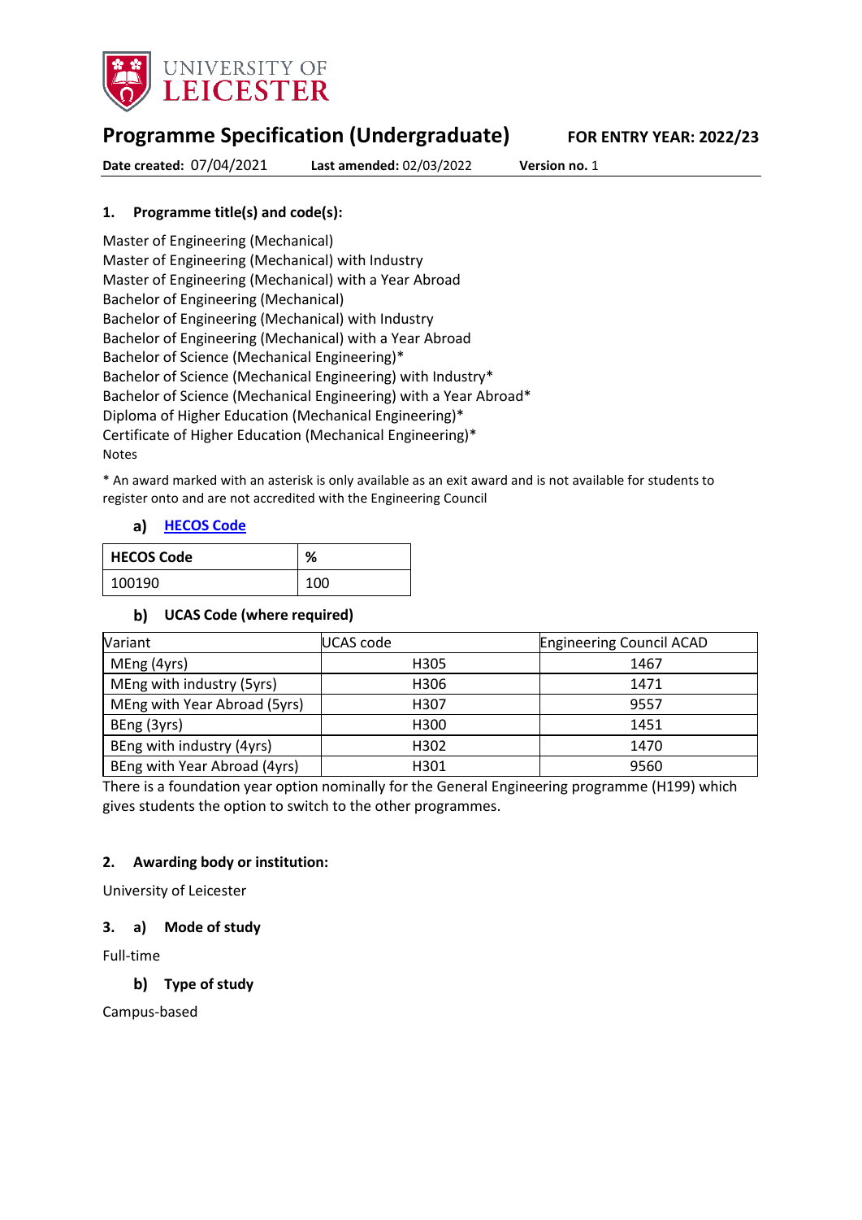UNIVERSITY OF LEICESTER

# Programme Specification (Undergraduate)

**FOR ENTRY YEAR: 2022/23**

**Date created:** 07/04/2021 **Last amended:** 02/03/2022 **Version no.** 1

## 1. Programme title(s) and code(s):

Master of Engineering (Mechanical)
Master of Engineering (Mechanical) with Industry
Master of Engineering (Mechanical) with a Year Abroad
Bachelor of Engineering (Mechanical)
Bachelor of Engineering (Mechanical) with Industry
Bachelor of Engineering (Mechanical) with a Year Abroad
Bachelor of Science (Mechanical Engineering)*
Bachelor of Science (Mechanical Engineering) with Industry*
Bachelor of Science (Mechanical Engineering) with a Year Abroad*
Diploma of Higher Education (Mechanical Engineering)*
Certificate of Higher Education (Mechanical Engineering)*
Notes

* An award marked with an asterisk is only available as an exit award and is not available for students to register onto and are not accredited with the Engineering Council

### a) HECOS Code

| HECOS Code | % |
|---|---|
| 100190 | 100 |

### b) UCAS Code (where required)

| Variant | UCAS code | Engineering Council ACAD |
|---|---|---|
| MEng (4yrs) | H305 | 1467 |
| MEng with industry (5yrs) | H306 | 1471 |
| MEng with Year Abroad (5yrs) | H307 | 9557 |
| BEng (3yrs) | H300 | 1451 |
| BEng with industry (4yrs) | H302 | 1470 |
| BEng with Year Abroad (4yrs) | H301 | 9560 |

There is a foundation year option nominally for the General Engineering programme (H199) which gives students the option to switch to the other programmes.

## 2. Awarding body or institution:

University of Leicester

## 3. a) Mode of study

Full-time

### b) Type of study

Campus-based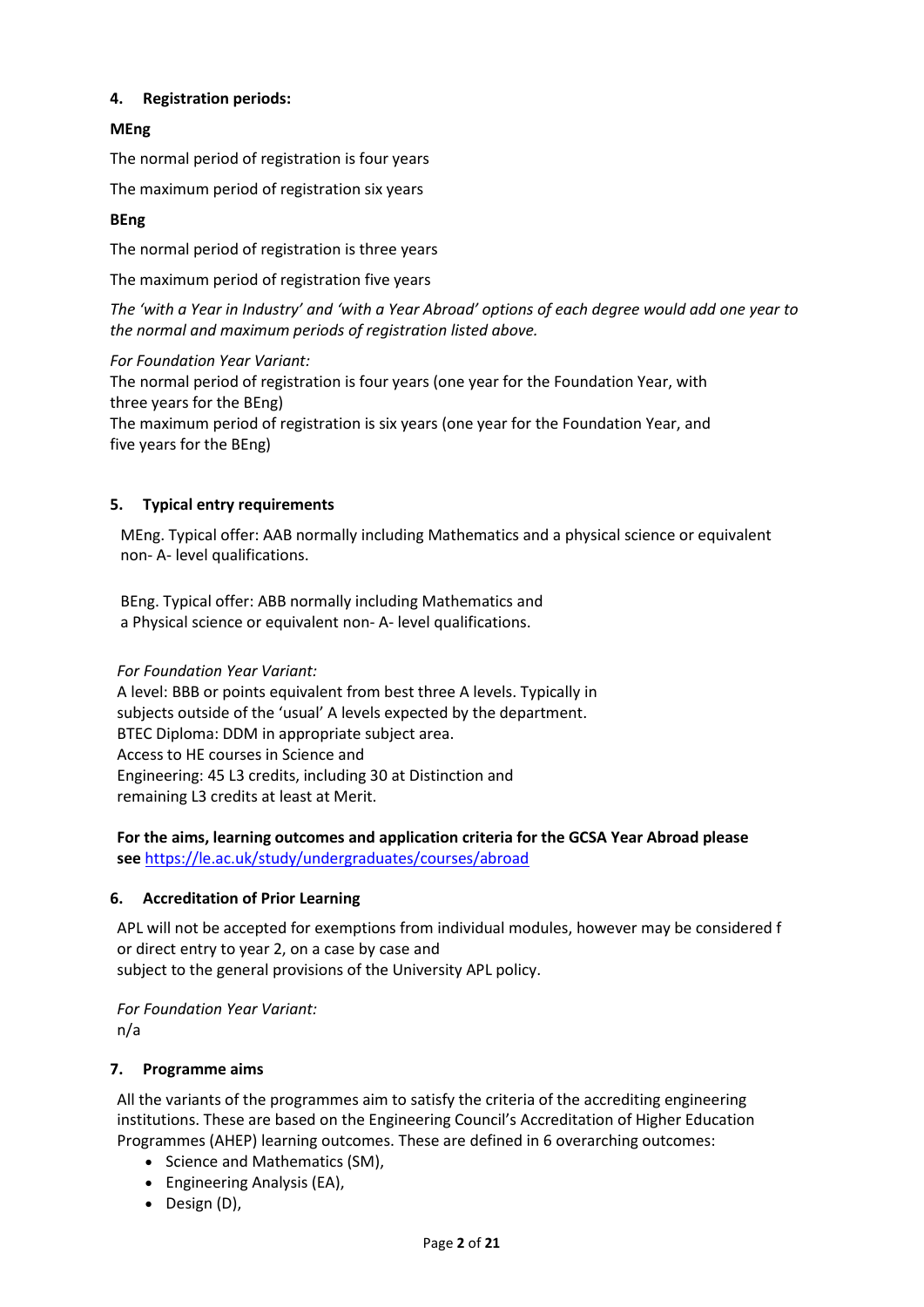## 4. Registration periods:

**MEng**

The normal period of registration is four years

The maximum period of registration six years

**BEng**

The normal period of registration is three years

The maximum period of registration five years

*The 'with a Year in Industry' and 'with a Year Abroad' options of each degree would add one year to the normal and maximum periods of registration listed above.*

*For Foundation Year Variant:*
The normal period of registration is four years (one year for the Foundation Year, with three years for the BEng)
The maximum period of registration is six years (one year for the Foundation Year, and five years for the BEng)

## 5. Typical entry requirements

MEng. Typical offer: AAB normally including Mathematics and a physical science or equivalent non- A- level qualifications.

BEng. Typical offer: ABB normally including Mathematics and a Physical science or equivalent non- A- level qualifications.

*For Foundation Year Variant:*
A level: BBB or points equivalent from best three A levels. Typically in subjects outside of the 'usual' A levels expected by the department.
BTEC Diploma: DDM in appropriate subject area.
Access to HE courses in Science and Engineering: 45 L3 credits, including 30 at Distinction and remaining L3 credits at least at Merit.

**For the aims, learning outcomes and application criteria for the GCSA Year Abroad please see** https://le.ac.uk/study/undergraduates/courses/abroad

## 6. Accreditation of Prior Learning

APL will not be accepted for exemptions from individual modules, however may be considered for direct entry to year 2, on a case by case and subject to the general provisions of the University APL policy.

*For Foundation Year Variant:*
n/a

## 7. Programme aims

All the variants of the programmes aim to satisfy the criteria of the accrediting engineering institutions. These are based on the Engineering Council's Accreditation of Higher Education Programmes (AHEP) learning outcomes. These are defined in 6 overarching outcomes:

- Science and Mathematics (SM),
- Engineering Analysis (EA),
- Design (D),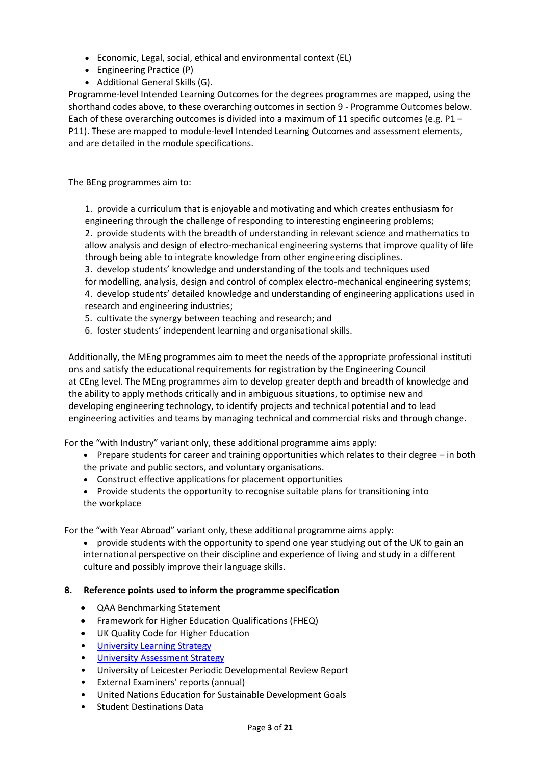- Economic, Legal, social, ethical and environmental context (EL)
- Engineering Practice (P)
- Additional General Skills (G).

Programme-level Intended Learning Outcomes for the degrees programmes are mapped, using the shorthand codes above, to these overarching outcomes in section 9 - Programme Outcomes below. Each of these overarching outcomes is divided into a maximum of 11 specific outcomes (e.g. P1 – P11). These are mapped to module-level Intended Learning Outcomes and assessment elements, and are detailed in the module specifications.

The BEng programmes aim to:

1. provide a curriculum that is enjoyable and motivating and which creates enthusiasm for engineering through the challenge of responding to interesting engineering problems;
2. provide students with the breadth of understanding in relevant science and mathematics to allow analysis and design of electro-mechanical engineering systems that improve quality of life through being able to integrate knowledge from other engineering disciplines.
3. develop students' knowledge and understanding of the tools and techniques used for modelling, analysis, design and control of complex electro-mechanical engineering systems;
4. develop students' detailed knowledge and understanding of engineering applications used in research and engineering industries;
5. cultivate the synergy between teaching and research; and
6. foster students' independent learning and organisational skills.

Additionally, the MEng programmes aim to meet the needs of the appropriate professional instituti ons and satisfy the educational requirements for registration by the Engineering Council at CEng level. The MEng programmes aim to develop greater depth and breadth of knowledge and the ability to apply methods critically and in ambiguous situations, to optimise new and developing engineering technology, to identify projects and technical potential and to lead engineering activities and teams by managing technical and commercial risks and through change.

For the "with Industry" variant only, these additional programme aims apply:

- Prepare students for career and training opportunities which relates to their degree – in both the private and public sectors, and voluntary organisations.
- Construct effective applications for placement opportunities
- Provide students the opportunity to recognise suitable plans for transitioning into the workplace

For the "with Year Abroad" variant only, these additional programme aims apply:

- provide students with the opportunity to spend one year studying out of the UK to gain an international perspective on their discipline and experience of living and study in a different culture and possibly improve their language skills.

## 8. Reference points used to inform the programme specification

- QAA Benchmarking Statement
- Framework for Higher Education Qualifications (FHEQ)
- UK Quality Code for Higher Education
- University Learning Strategy
- University Assessment Strategy
- University of Leicester Periodic Developmental Review Report
- External Examiners' reports (annual)
- United Nations Education for Sustainable Development Goals
- Student Destinations Data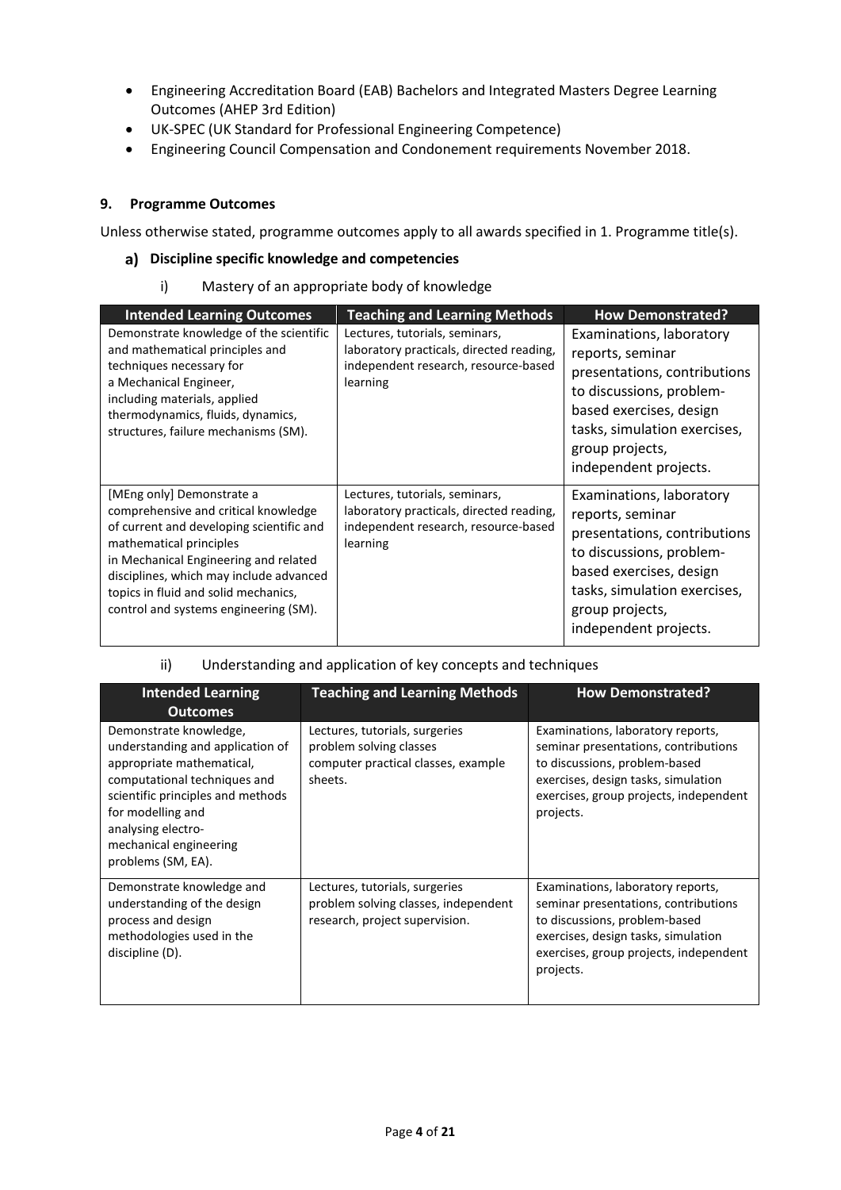- Engineering Accreditation Board (EAB) Bachelors and Integrated Masters Degree Learning Outcomes (AHEP 3rd Edition)
- UK-SPEC (UK Standard for Professional Engineering Competence)
- Engineering Council Compensation and Condonement requirements November 2018.

## 9. Programme Outcomes

Unless otherwise stated, programme outcomes apply to all awards specified in 1. Programme title(s).

### a) Discipline specific knowledge and competencies

i) Mastery of an appropriate body of knowledge

| Intended Learning Outcomes | Teaching and Learning Methods | How Demonstrated? |
|---|---|---|
| Demonstrate knowledge of the scientific and mathematical principles and techniques necessary for a Mechanical Engineer, including materials, applied thermodynamics, fluids, dynamics, structures, failure mechanisms (SM). | Lectures, tutorials, seminars, laboratory practicals, directed reading, independent research, resource-based learning | Examinations, laboratory reports, seminar presentations, contributions to discussions, problem-based exercises, design tasks, simulation exercises, group projects, independent projects. |
| [MEng only] Demonstrate a comprehensive and critical knowledge of current and developing scientific and mathematical principles in Mechanical Engineering and related disciplines, which may include advanced topics in fluid and solid mechanics, control and systems engineering (SM). | Lectures, tutorials, seminars, laboratory practicals, directed reading, independent research, resource-based learning | Examinations, laboratory reports, seminar presentations, contributions to discussions, problem-based exercises, design tasks, simulation exercises, group projects, independent projects. |

ii) Understanding and application of key concepts and techniques

| Intended Learning Outcomes | Teaching and Learning Methods | How Demonstrated? |
|---|---|---|
| Demonstrate knowledge, understanding and application of appropriate mathematical, computational techniques and scientific principles and methods for modelling and analysing electro-mechanical engineering problems (SM, EA). | Lectures, tutorials, surgeries problem solving classes computer practical classes, example sheets. | Examinations, laboratory reports, seminar presentations, contributions to discussions, problem-based exercises, design tasks, simulation exercises, group projects, independent projects. |
| Demonstrate knowledge and understanding of the design process and design methodologies used in the discipline (D). | Lectures, tutorials, surgeries problem solving classes, independent research, project supervision. | Examinations, laboratory reports, seminar presentations, contributions to discussions, problem-based exercises, design tasks, simulation exercises, group projects, independent projects. |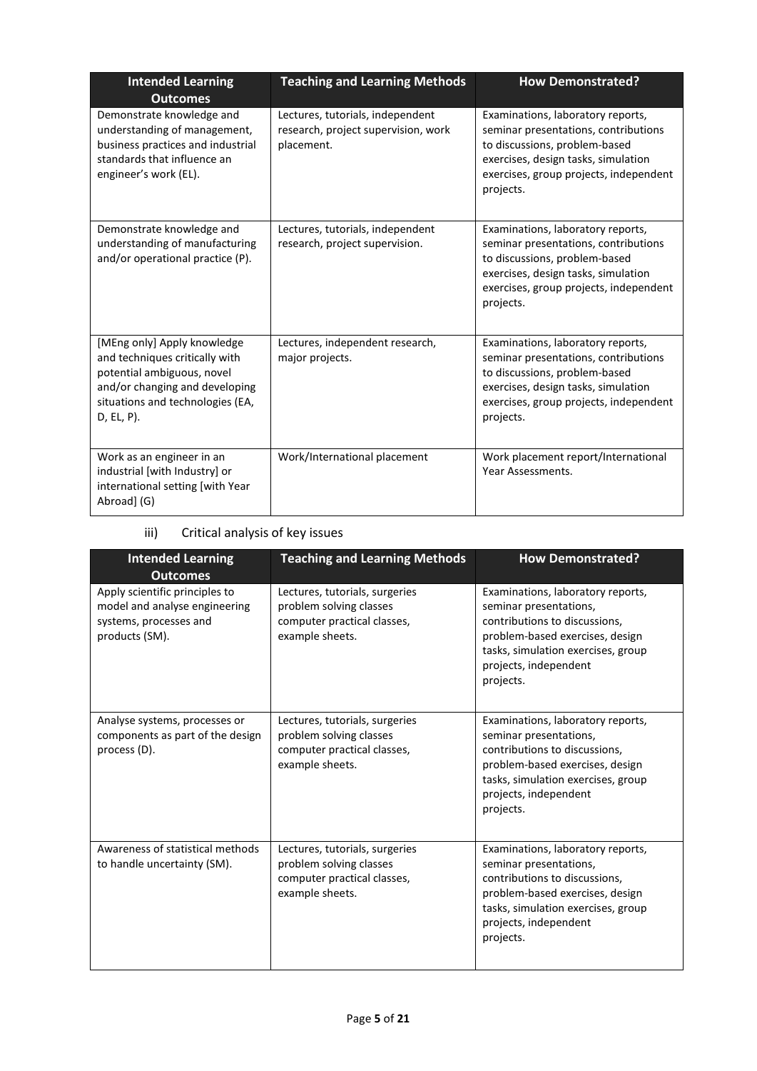| Intended Learning Outcomes | Teaching and Learning Methods | How Demonstrated? |
|---|---|---|
| Demonstrate knowledge and understanding of management, business practices and industrial standards that influence an engineer's work (EL). | Lectures, tutorials, independent research, project supervision, work placement. | Examinations, laboratory reports, seminar presentations, contributions to discussions, problem-based exercises, design tasks, simulation exercises, group projects, independent projects. |
| Demonstrate knowledge and understanding of manufacturing and/or operational practice (P). | Lectures, tutorials, independent research, project supervision. | Examinations, laboratory reports, seminar presentations, contributions to discussions, problem-based exercises, design tasks, simulation exercises, group projects, independent projects. |
| [MEng only] Apply knowledge and techniques critically with potential ambiguous, novel and/or changing and developing situations and technologies (EA, D, EL, P). | Lectures, independent research, major projects. | Examinations, laboratory reports, seminar presentations, contributions to discussions, problem-based exercises, design tasks, simulation exercises, group projects, independent projects. |
| Work as an engineer in an industrial [with Industry] or international setting [with Year Abroad] (G) | Work/International placement | Work placement report/International Year Assessments. |

iii) Critical analysis of key issues

| Intended Learning Outcomes | Teaching and Learning Methods | How Demonstrated? |
|---|---|---|
| Apply scientific principles to model and analyse engineering systems, processes and products (SM). | Lectures, tutorials, surgeries problem solving classes computer practical classes, example sheets. | Examinations, laboratory reports, seminar presentations, contributions to discussions, problem-based exercises, design tasks, simulation exercises, group projects, independent projects. |
| Analyse systems, processes or components as part of the design process (D). | Lectures, tutorials, surgeries problem solving classes computer practical classes, example sheets. | Examinations, laboratory reports, seminar presentations, contributions to discussions, problem-based exercises, design tasks, simulation exercises, group projects, independent projects. |
| Awareness of statistical methods to handle uncertainty (SM). | Lectures, tutorials, surgeries problem solving classes computer practical classes, example sheets. | Examinations, laboratory reports, seminar presentations, contributions to discussions, problem-based exercises, design tasks, simulation exercises, group projects, independent projects. |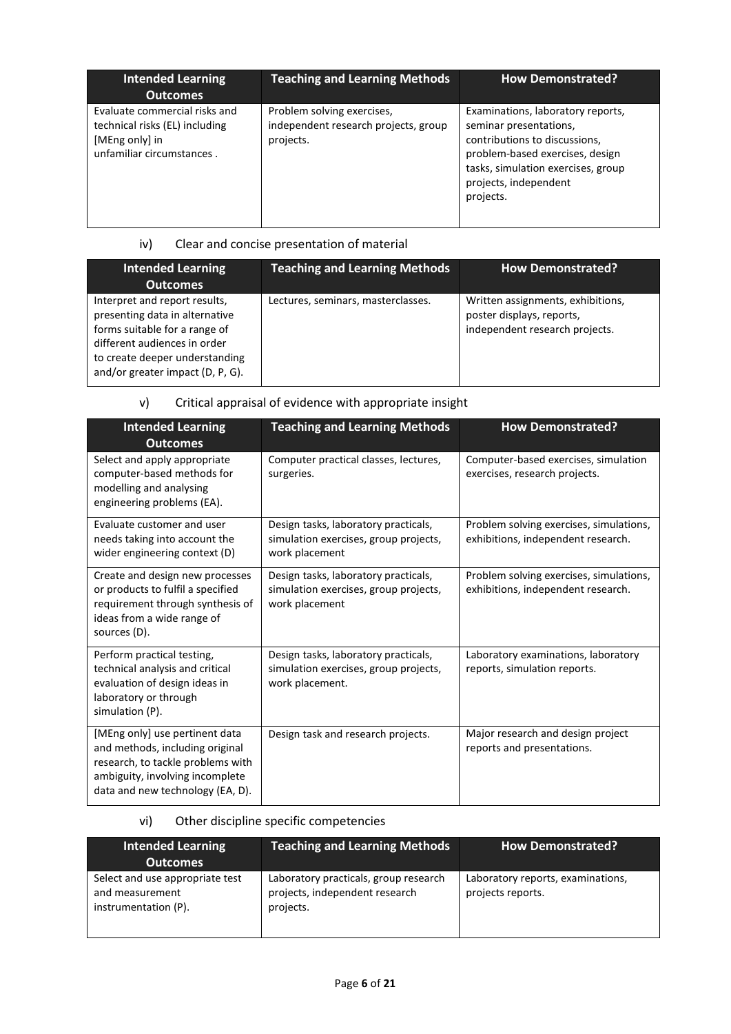| Intended Learning Outcomes | Teaching and Learning Methods | How Demonstrated? |
|---|---|---|
| Evaluate commercial risks and technical risks (EL) including [MEng only] in unfamiliar circumstances . | Problem solving exercises, independent research projects, group projects. | Examinations, laboratory reports, seminar presentations, contributions to discussions, problem-based exercises, design tasks, simulation exercises, group projects, independent projects. |

iv) Clear and concise presentation of material

| Intended Learning Outcomes | Teaching and Learning Methods | How Demonstrated? |
|---|---|---|
| Interpret and report results, presenting data in alternative forms suitable for a range of different audiences in order to create deeper understanding and/or greater impact (D, P, G). | Lectures, seminars, masterclasses. | Written assignments, exhibitions, poster displays, reports, independent research projects. |

v) Critical appraisal of evidence with appropriate insight

| Intended Learning Outcomes | Teaching and Learning Methods | How Demonstrated? |
|---|---|---|
| Select and apply appropriate computer-based methods for modelling and analysing engineering problems (EA). | Computer practical classes, lectures, surgeries. | Computer-based exercises, simulation exercises, research projects. |
| Evaluate customer and user needs taking into account the wider engineering context (D) | Design tasks, laboratory practicals, simulation exercises, group projects, work placement | Problem solving exercises, simulations, exhibitions, independent research. |
| Create and design new processes or products to fulfil a specified requirement through synthesis of ideas from a wide range of sources (D). | Design tasks, laboratory practicals, simulation exercises, group projects, work placement | Problem solving exercises, simulations, exhibitions, independent research. |
| Perform practical testing, technical analysis and critical evaluation of design ideas in laboratory or through simulation (P). | Design tasks, laboratory practicals, simulation exercises, group projects, work placement. | Laboratory examinations, laboratory reports, simulation reports. |
| [MEng only] use pertinent data and methods, including original research, to tackle problems with ambiguity, involving incomplete data and new technology (EA, D). | Design task and research projects. | Major research and design project reports and presentations. |

vi) Other discipline specific competencies

| Intended Learning Outcomes | Teaching and Learning Methods | How Demonstrated? |
|---|---|---|
| Select and use appropriate test and measurement instrumentation (P). | Laboratory practicals, group research projects, independent research projects. | Laboratory reports, examinations, projects reports. |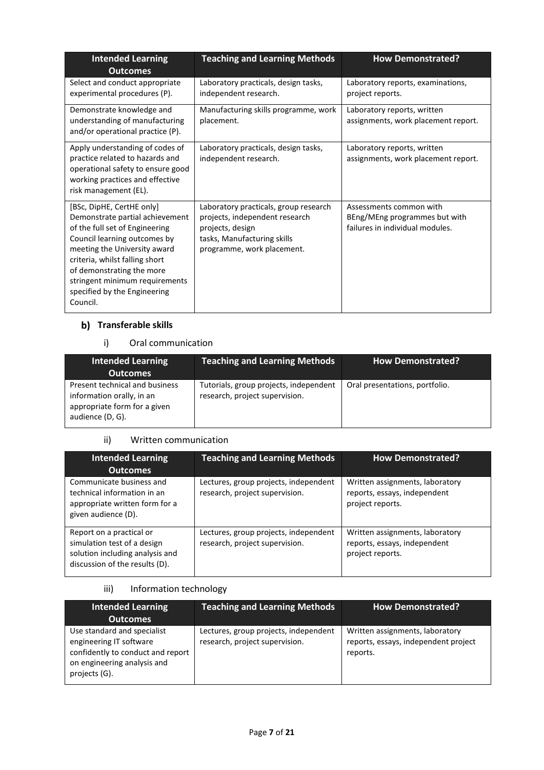| Intended Learning Outcomes | Teaching and Learning Methods | How Demonstrated? |
|---|---|---|
| Select and conduct appropriate experimental procedures (P). | Laboratory practicals, design tasks, independent research. | Laboratory reports, examinations, project reports. |
| Demonstrate knowledge and understanding of manufacturing and/or operational practice (P). | Manufacturing skills programme, work placement. | Laboratory reports, written assignments, work placement report. |
| Apply understanding of codes of practice related to hazards and operational safety to ensure good working practices and effective risk management (EL). | Laboratory practicals, design tasks, independent research. | Laboratory reports, written assignments, work placement report. |
| [BSc, DipHE, CertHE only] Demonstrate partial achievement of the full set of Engineering Council learning outcomes by meeting the University award criteria, whilst falling short of demonstrating the more stringent minimum requirements specified by the Engineering Council. | Laboratory practicals, group research projects, independent research projects, design tasks, Manufacturing skills programme, work placement. | Assessments common with BEng/MEng programmes but with failures in individual modules. |

### b) Transferable skills

#### i) Oral communication

| Intended Learning Outcomes | Teaching and Learning Methods | How Demonstrated? |
|---|---|---|
| Present technical and business information orally, in an appropriate form for a given audience (D, G). | Tutorials, group projects, independent research, project supervision. | Oral presentations, portfolio. |

#### ii) Written communication

| Intended Learning Outcomes | Teaching and Learning Methods | How Demonstrated? |
|---|---|---|
| Communicate business and technical information in an appropriate written form for a given audience (D). | Lectures, group projects, independent research, project supervision. | Written assignments, laboratory reports, essays, independent project reports. |
| Report on a practical or simulation test of a design solution including analysis and discussion of the results (D). | Lectures, group projects, independent research, project supervision. | Written assignments, laboratory reports, essays, independent project reports. |

#### iii) Information technology

| Intended Learning Outcomes | Teaching and Learning Methods | How Demonstrated? |
|---|---|---|
| Use standard and specialist engineering IT software confidently to conduct and report on engineering analysis and projects (G). | Lectures, group projects, independent research, project supervision. | Written assignments, laboratory reports, essays, independent project reports. |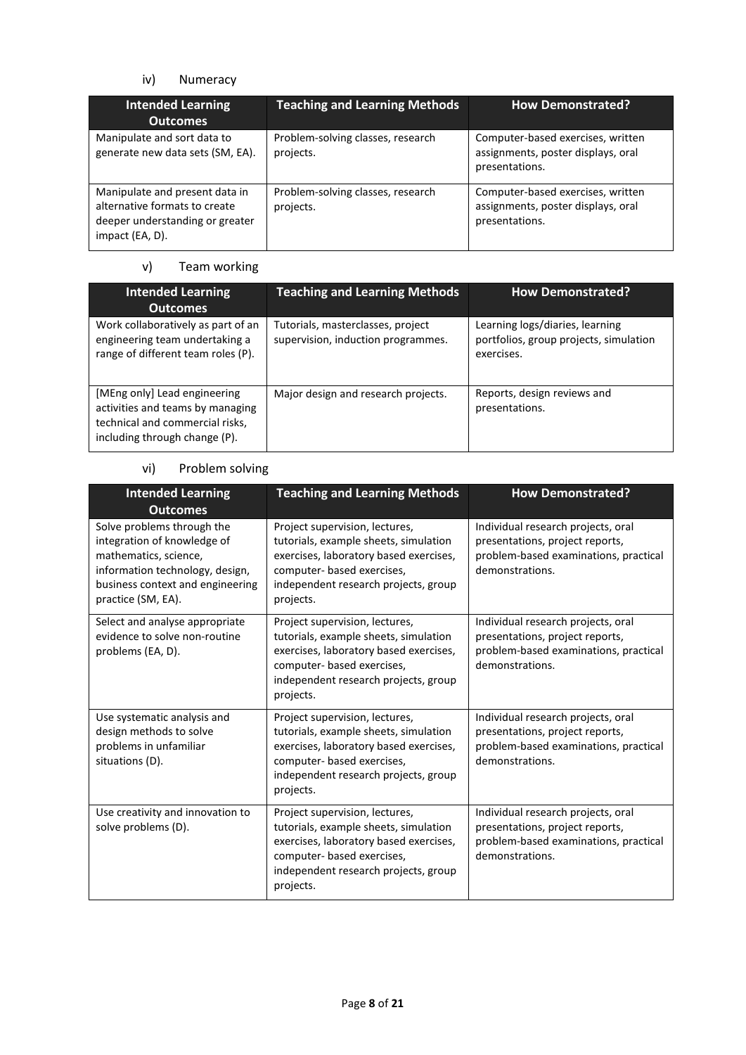iv) Numeracy

| Intended Learning Outcomes | Teaching and Learning Methods | How Demonstrated? |
|---|---|---|
| Manipulate and sort data to generate new data sets (SM, EA). | Problem-solving classes, research projects. | Computer-based exercises, written assignments, poster displays, oral presentations. |
| Manipulate and present data in alternative formats to create deeper understanding or greater impact (EA, D). | Problem-solving classes, research projects. | Computer-based exercises, written assignments, poster displays, oral presentations. |

v) Team working

| Intended Learning Outcomes | Teaching and Learning Methods | How Demonstrated? |
|---|---|---|
| Work collaboratively as part of an engineering team undertaking a range of different team roles (P). | Tutorials, masterclasses, project supervision, induction programmes. | Learning logs/diaries, learning portfolios, group projects, simulation exercises. |
| [MEng only] Lead engineering activities and teams by managing technical and commercial risks, including through change (P). | Major design and research projects. | Reports, design reviews and presentations. |

vi) Problem solving

| Intended Learning Outcomes | Teaching and Learning Methods | How Demonstrated? |
|---|---|---|
| Solve problems through the integration of knowledge of mathematics, science, information technology, design, business context and engineering practice (SM, EA). | Project supervision, lectures, tutorials, example sheets, simulation exercises, laboratory based exercises, computer- based exercises, independent research projects, group projects. | Individual research projects, oral presentations, project reports, problem-based examinations, practical demonstrations. |
| Select and analyse appropriate evidence to solve non-routine problems (EA, D). | Project supervision, lectures, tutorials, example sheets, simulation exercises, laboratory based exercises, computer- based exercises, independent research projects, group projects. | Individual research projects, oral presentations, project reports, problem-based examinations, practical demonstrations. |
| Use systematic analysis and design methods to solve problems in unfamiliar situations (D). | Project supervision, lectures, tutorials, example sheets, simulation exercises, laboratory based exercises, computer- based exercises, independent research projects, group projects. | Individual research projects, oral presentations, project reports, problem-based examinations, practical demonstrations. |
| Use creativity and innovation to solve problems (D). | Project supervision, lectures, tutorials, example sheets, simulation exercises, laboratory based exercises, computer- based exercises, independent research projects, group projects. | Individual research projects, oral presentations, project reports, problem-based examinations, practical demonstrations. |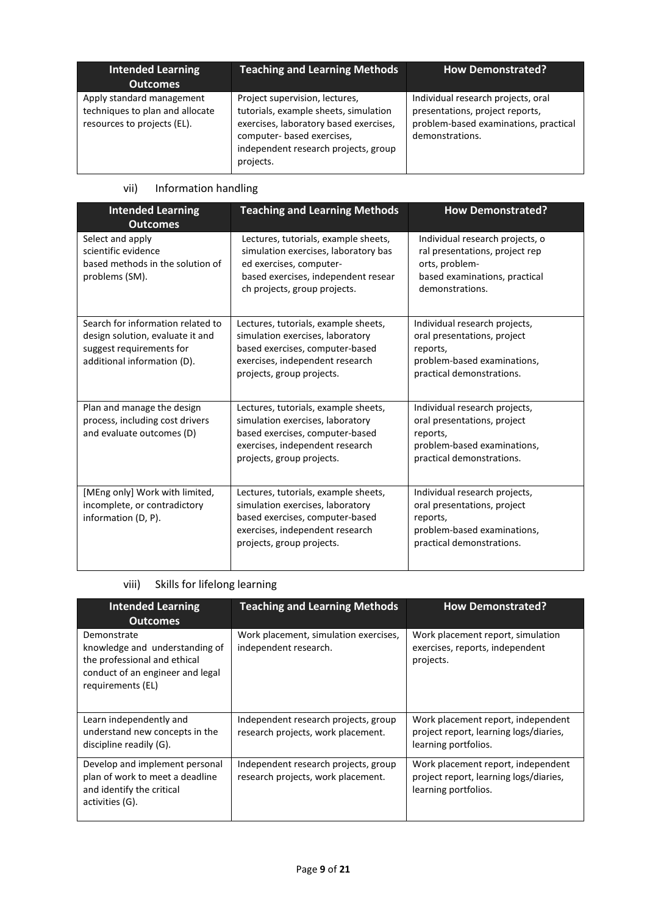| Intended Learning Outcomes | Teaching and Learning Methods | How Demonstrated? |
|---|---|---|
| Apply standard management techniques to plan and allocate resources to projects (EL). | Project supervision, lectures, tutorials, example sheets, simulation exercises, laboratory based exercises, computer- based exercises, independent research projects, group projects. | Individual research projects, oral presentations, project reports, problem-based examinations, practical demonstrations. |

vii) Information handling

| Intended Learning Outcomes | Teaching and Learning Methods | How Demonstrated? |
|---|---|---|
| Select and apply scientific evidence based methods in the solution of problems (SM). | Lectures, tutorials, example sheets, simulation exercises, laboratory bas ed exercises, computer-based exercises, independent resear ch projects, group projects. | Individual research projects, o ral presentations, project rep orts, problem-based examinations, practical demonstrations. |
| Search for information related to design solution, evaluate it and suggest requirements for additional information (D). | Lectures, tutorials, example sheets, simulation exercises, laboratory based exercises, computer-based exercises, independent research projects, group projects. | Individual research projects, oral presentations, project reports, problem-based examinations, practical demonstrations. |
| Plan and manage the design process, including cost drivers and evaluate outcomes (D) | Lectures, tutorials, example sheets, simulation exercises, laboratory based exercises, computer-based exercises, independent research projects, group projects. | Individual research projects, oral presentations, project reports, problem-based examinations, practical demonstrations. |
| [MEng only] Work with limited, incomplete, or contradictory information (D, P). | Lectures, tutorials, example sheets, simulation exercises, laboratory based exercises, computer-based exercises, independent research projects, group projects. | Individual research projects, oral presentations, project reports, problem-based examinations, practical demonstrations. |

viii) Skills for lifelong learning

| Intended Learning Outcomes | Teaching and Learning Methods | How Demonstrated? |
|---|---|---|
| Demonstrate knowledge and understanding of the professional and ethical conduct of an engineer and legal requirements (EL) | Work placement, simulation exercises, independent research. | Work placement report, simulation exercises, reports, independent projects. |
| Learn independently and understand new concepts in the discipline readily (G). | Independent research projects, group research projects, work placement. | Work placement report, independent project report, learning logs/diaries, learning portfolios. |
| Develop and implement personal plan of work to meet a deadline and identify the critical activities (G). | Independent research projects, group research projects, work placement. | Work placement report, independent project report, learning logs/diaries, learning portfolios. |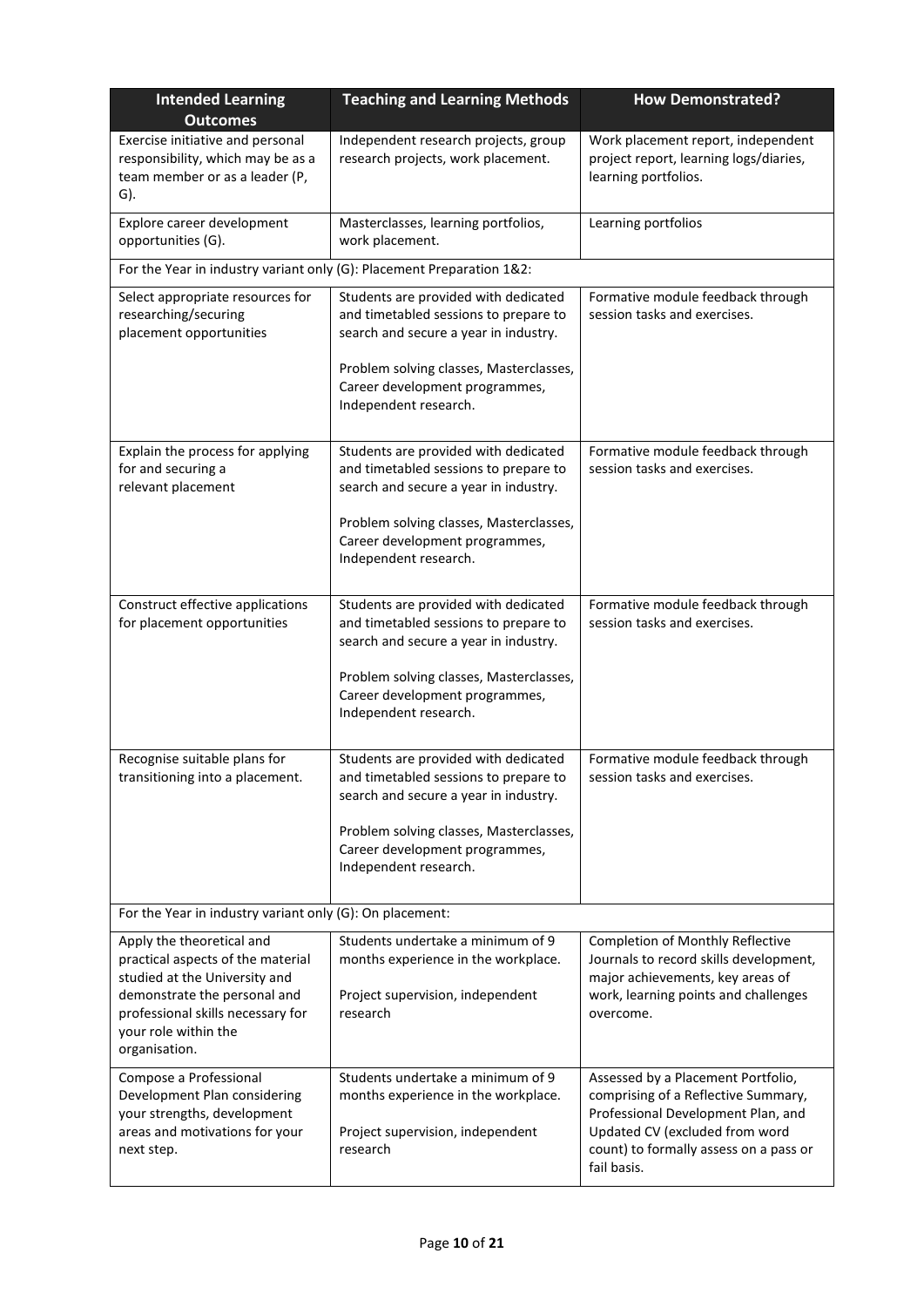| Intended Learning Outcomes | Teaching and Learning Methods | How Demonstrated? |
|---|---|---|
| Exercise initiative and personal responsibility, which may be as a team member or as a leader (P, G). | Independent research projects, group research projects, work placement. | Work placement report, independent project report, learning logs/diaries, learning portfolios. |
| Explore career development opportunities (G). | Masterclasses, learning portfolios, work placement. | Learning portfolios |
| For the Year in industry variant only (G): Placement Preparation 1&2: | | |
| Select appropriate resources for researching/securing placement opportunities | Students are provided with dedicated and timetabled sessions to prepare to search and secure a year in industry.<br><br>Problem solving classes, Masterclasses, Career development programmes, Independent research. | Formative module feedback through session tasks and exercises. |
| Explain the process for applying for and securing a relevant placement | Students are provided with dedicated and timetabled sessions to prepare to search and secure a year in industry.<br><br>Problem solving classes, Masterclasses, Career development programmes, Independent research. | Formative module feedback through session tasks and exercises. |
| Construct effective applications for placement opportunities | Students are provided with dedicated and timetabled sessions to prepare to search and secure a year in industry.<br><br>Problem solving classes, Masterclasses, Career development programmes, Independent research. | Formative module feedback through session tasks and exercises. |
| Recognise suitable plans for transitioning into a placement. | Students are provided with dedicated and timetabled sessions to prepare to search and secure a year in industry.<br><br>Problem solving classes, Masterclasses, Career development programmes, Independent research. | Formative module feedback through session tasks and exercises. |
| For the Year in industry variant only (G): On placement: | | |
| Apply the theoretical and practical aspects of the material studied at the University and demonstrate the personal and professional skills necessary for your role within the organisation. | Students undertake a minimum of 9 months experience in the workplace.<br><br>Project supervision, independent research | Completion of Monthly Reflective Journals to record skills development, major achievements, key areas of work, learning points and challenges overcome. |
| Compose a Professional Development Plan considering your strengths, development areas and motivations for your next step. | Students undertake a minimum of 9 months experience in the workplace.<br><br>Project supervision, independent research | Assessed by a Placement Portfolio, comprising of a Reflective Summary, Professional Development Plan, and Updated CV (excluded from word count) to formally assess on a pass or fail basis. |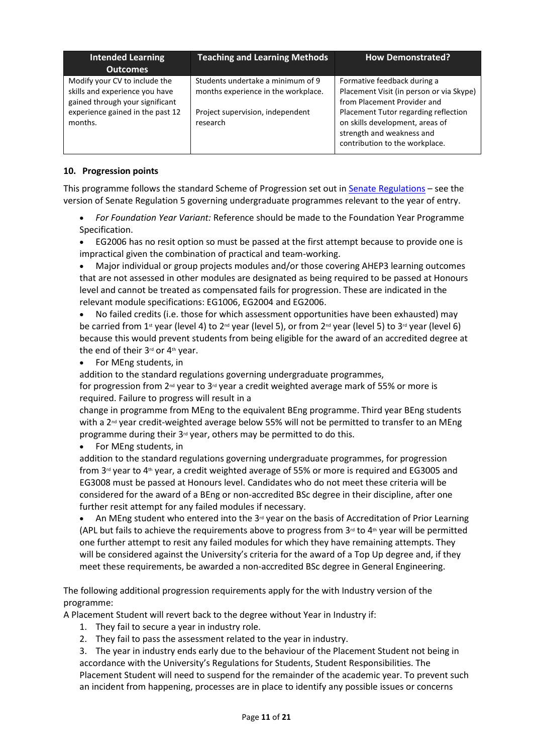| Intended Learning Outcomes | Teaching and Learning Methods | How Demonstrated? |
|---|---|---|
| Modify your CV to include the skills and experience you have gained through your significant experience gained in the past 12 months. | Students undertake a minimum of 9 months experience in the workplace.<br><br>Project supervision, independent research | Formative feedback during a Placement Visit (in person or via Skype) from Placement Provider and Placement Tutor regarding reflection on skills development, areas of strength and weakness and contribution to the workplace. |

**10. Progression points**

This programme follows the standard Scheme of Progression set out in Senate Regulations – see the version of Senate Regulation 5 governing undergraduate programmes relevant to the year of entry.

- *For Foundation Year Variant:* Reference should be made to the Foundation Year Programme Specification.
- EG2006 has no resit option so must be passed at the first attempt because to provide one is impractical given the combination of practical and team-working.
- Major individual or group projects modules and/or those covering AHEP3 learning outcomes that are not assessed in other modules are designated as being required to be passed at Honours level and cannot be treated as compensated fails for progression. These are indicated in the relevant module specifications: EG1006, EG2004 and EG2006.
- No failed credits (i.e. those for which assessment opportunities have been exhausted) may be carried from 1st year (level 4) to 2nd year (level 5), or from 2nd year (level 5) to 3rd year (level 6) because this would prevent students from being eligible for the award of an accredited degree at the end of their 3rd or 4th year.
- For MEng students, in addition to the standard regulations governing undergraduate programmes, for progression from 2nd year to 3rd year a credit weighted average mark of 55% or more is required. Failure to progress will result in a change in programme from MEng to the equivalent BEng programme. Third year BEng students with a 2nd year credit-weighted average below 55% will not be permitted to transfer to an MEng programme during their 3rd year, others may be permitted to do this.
- For MEng students, in addition to the standard regulations governing undergraduate programmes, for progression from 3rd year to 4th year, a credit weighted average of 55% or more is required and EG3005 and EG3008 must be passed at Honours level. Candidates who do not meet these criteria will be considered for the award of a BEng or non-accredited BSc degree in their discipline, after one further resit attempt for any failed modules if necessary.
- An MEng student who entered into the 3rd year on the basis of Accreditation of Prior Learning (APL but fails to achieve the requirements above to progress from 3rd to 4th year will be permitted one further attempt to resit any failed modules for which they have remaining attempts. They will be considered against the University's criteria for the award of a Top Up degree and, if they meet these requirements, be awarded a non-accredited BSc degree in General Engineering.

The following additional progression requirements apply for the with Industry version of the programme:

A Placement Student will revert back to the degree without Year in Industry if:

1. They fail to secure a year in industry role.
2. They fail to pass the assessment related to the year in industry.
3. The year in industry ends early due to the behaviour of the Placement Student not being in accordance with the University's Regulations for Students, Student Responsibilities. The Placement Student will need to suspend for the remainder of the academic year. To prevent such an incident from happening, processes are in place to identify any possible issues or concerns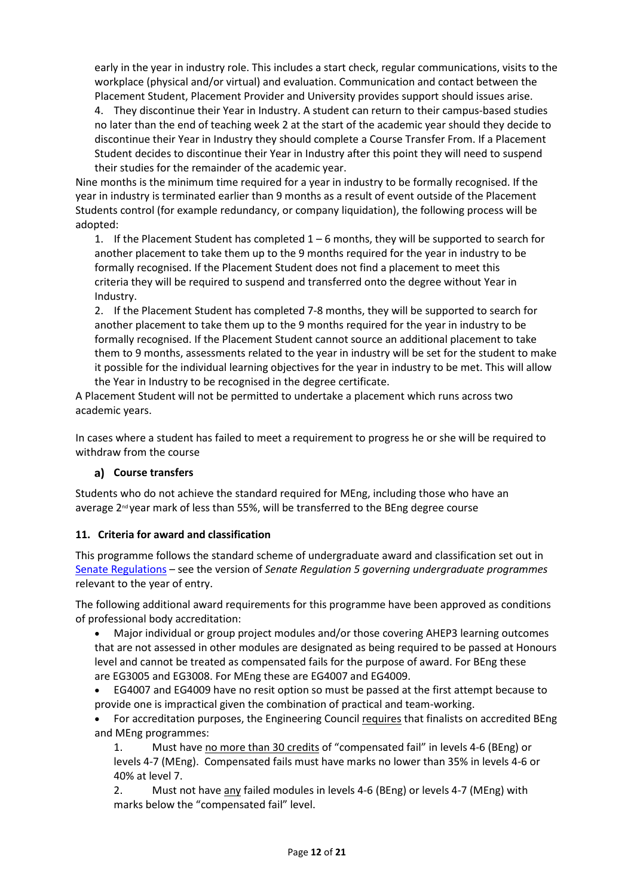early in the year in industry role. This includes a start check, regular communications, visits to the workplace (physical and/or virtual) and evaluation. Communication and contact between the Placement Student, Placement Provider and University provides support should issues arise.

4. They discontinue their Year in Industry. A student can return to their campus-based studies no later than the end of teaching week 2 at the start of the academic year should they decide to discontinue their Year in Industry they should complete a Course Transfer From. If a Placement Student decides to discontinue their Year in Industry after this point they will need to suspend their studies for the remainder of the academic year.

Nine months is the minimum time required for a year in industry to be formally recognised. If the year in industry is terminated earlier than 9 months as a result of event outside of the Placement Students control (for example redundancy, or company liquidation), the following process will be adopted:

1. If the Placement Student has completed 1 – 6 months, they will be supported to search for another placement to take them up to the 9 months required for the year in industry to be formally recognised. If the Placement Student does not find a placement to meet this criteria they will be required to suspend and transferred onto the degree without Year in Industry.
2. If the Placement Student has completed 7-8 months, they will be supported to search for another placement to take them up to the 9 months required for the year in industry to be formally recognised. If the Placement Student cannot source an additional placement to take them to 9 months, assessments related to the year in industry will be set for the student to make it possible for the individual learning objectives for the year in industry to be met. This will allow the Year in Industry to be recognised in the degree certificate.

A Placement Student will not be permitted to undertake a placement which runs across two academic years.

In cases where a student has failed to meet a requirement to progress he or she will be required to withdraw from the course

### a) Course transfers

Students who do not achieve the standard required for MEng, including those who have an average 2nd year mark of less than 55%, will be transferred to the BEng degree course

## 11. Criteria for award and classification

This programme follows the standard scheme of undergraduate award and classification set out in Senate Regulations – see the version of *Senate Regulation 5 governing undergraduate programmes* relevant to the year of entry.

The following additional award requirements for this programme have been approved as conditions of professional body accreditation:

- Major individual or group project modules and/or those covering AHEP3 learning outcomes that are not assessed in other modules are designated as being required to be passed at Honours level and cannot be treated as compensated fails for the purpose of award. For BEng these are EG3005 and EG3008. For MEng these are EG4007 and EG4009.
- EG4007 and EG4009 have no resit option so must be passed at the first attempt because to provide one is impractical given the combination of practical and team-working.
- For accreditation purposes, the Engineering Council requires that finalists on accredited BEng and MEng programmes:
    1. Must have no more than 30 credits of "compensated fail" in levels 4-6 (BEng) or levels 4-7 (MEng). Compensated fails must have marks no lower than 35% in levels 4-6 or 40% at level 7.
    2. Must not have any failed modules in levels 4-6 (BEng) or levels 4-7 (MEng) with marks below the "compensated fail" level.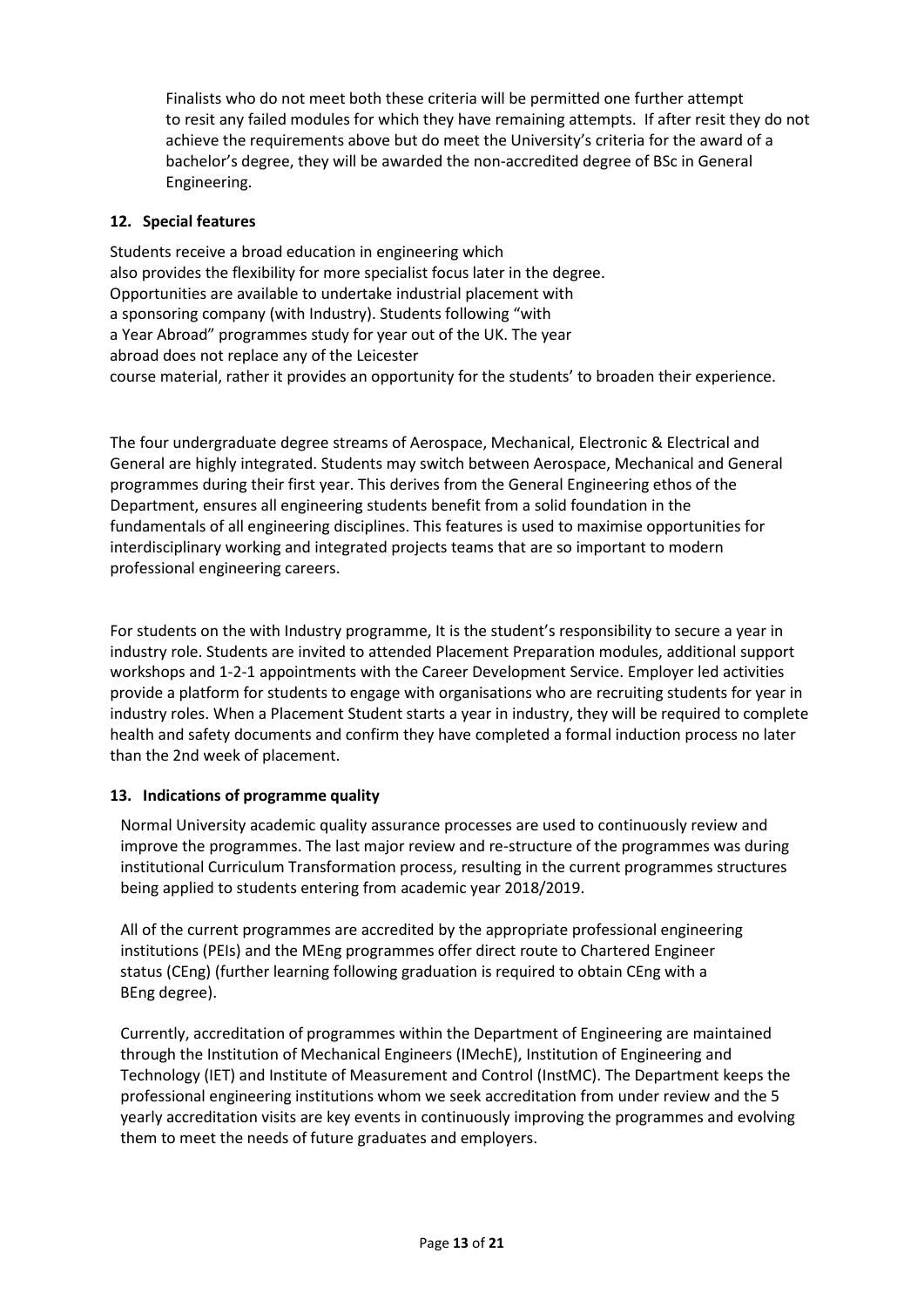Finalists who do not meet both these criteria will be permitted one further attempt to resit any failed modules for which they have remaining attempts. If after resit they do not achieve the requirements above but do meet the University's criteria for the award of a bachelor's degree, they will be awarded the non-accredited degree of BSc in General Engineering.

## 12. Special features

Students receive a broad education in engineering which also provides the flexibility for more specialist focus later in the degree. Opportunities are available to undertake industrial placement with a sponsoring company (with Industry). Students following "with a Year Abroad" programmes study for year out of the UK. The year abroad does not replace any of the Leicester course material, rather it provides an opportunity for the students' to broaden their experience.

The four undergraduate degree streams of Aerospace, Mechanical, Electronic & Electrical and General are highly integrated. Students may switch between Aerospace, Mechanical and General programmes during their first year. This derives from the General Engineering ethos of the Department, ensures all engineering students benefit from a solid foundation in the fundamentals of all engineering disciplines. This features is used to maximise opportunities for interdisciplinary working and integrated projects teams that are so important to modern professional engineering careers.

For students on the with Industry programme, It is the student's responsibility to secure a year in industry role. Students are invited to attended Placement Preparation modules, additional support workshops and 1-2-1 appointments with the Career Development Service. Employer led activities provide a platform for students to engage with organisations who are recruiting students for year in industry roles. When a Placement Student starts a year in industry, they will be required to complete health and safety documents and confirm they have completed a formal induction process no later than the 2nd week of placement.

## 13. Indications of programme quality

Normal University academic quality assurance processes are used to continuously review and improve the programmes. The last major review and re-structure of the programmes was during institutional Curriculum Transformation process, resulting in the current programmes structures being applied to students entering from academic year 2018/2019.

All of the current programmes are accredited by the appropriate professional engineering institutions (PEIs) and the MEng programmes offer direct route to Chartered Engineer status (CEng) (further learning following graduation is required to obtain CEng with a BEng degree).

Currently, accreditation of programmes within the Department of Engineering are maintained through the Institution of Mechanical Engineers (IMechE), Institution of Engineering and Technology (IET) and Institute of Measurement and Control (InstMC). The Department keeps the professional engineering institutions whom we seek accreditation from under review and the 5 yearly accreditation visits are key events in continuously improving the programmes and evolving them to meet the needs of future graduates and employers.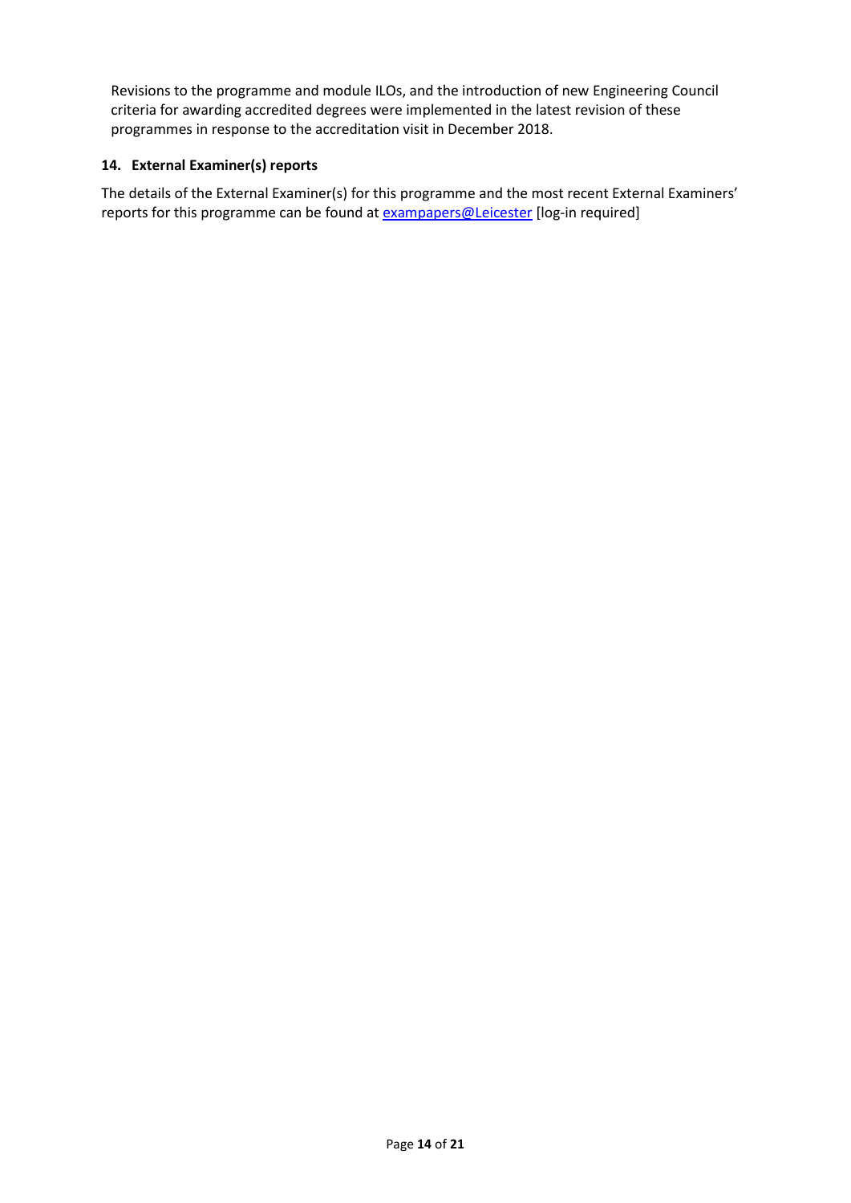Revisions to the programme and module ILOs, and the introduction of new Engineering Council criteria for awarding accredited degrees were implemented in the latest revision of these programmes in response to the accreditation visit in December 2018.

### 14. External Examiner(s) reports

The details of the External Examiner(s) for this programme and the most recent External Examiners' reports for this programme can be found at exampapers@Leicester [log-in required]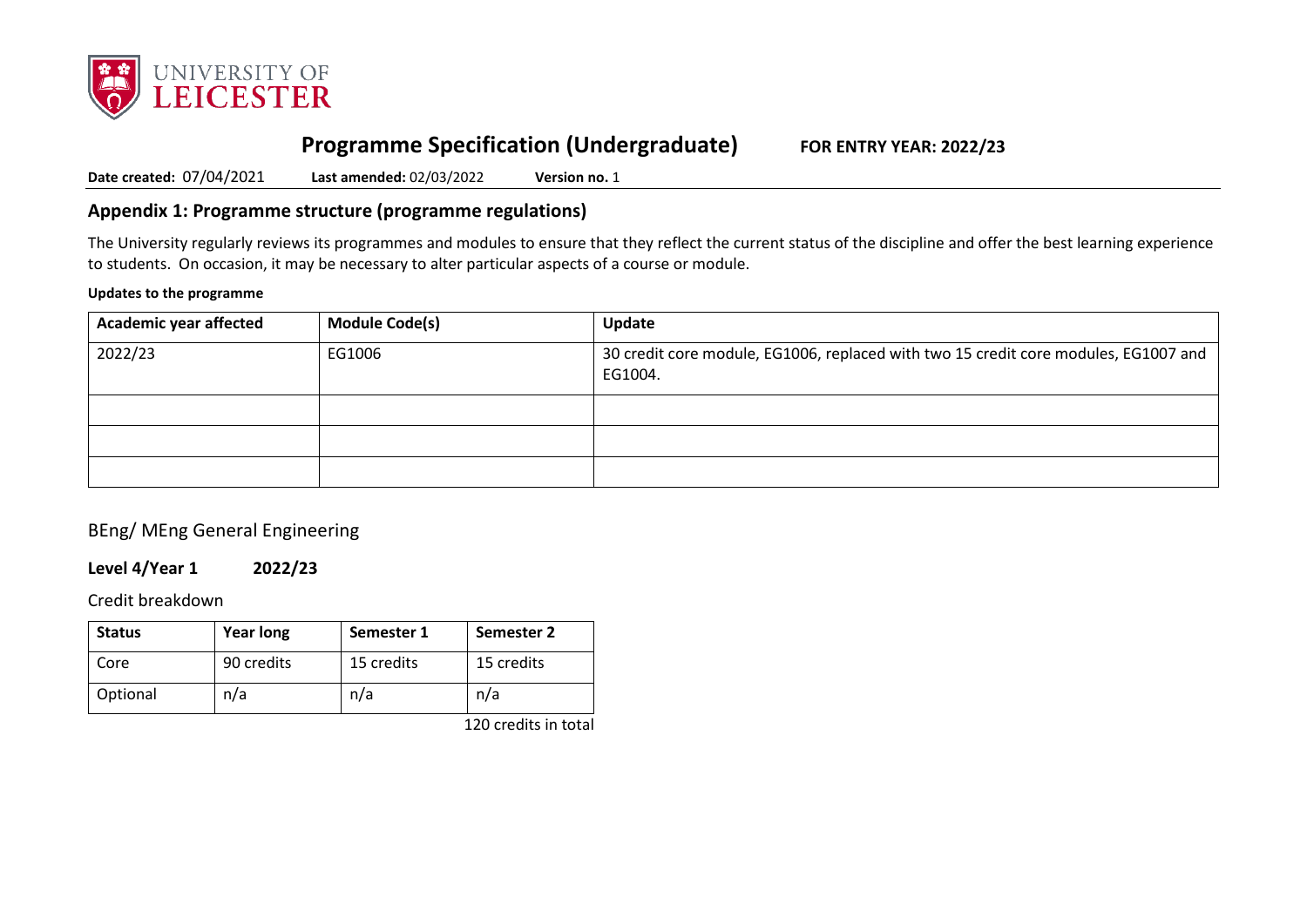# Programme Specification (Undergraduate)

**FOR ENTRY YEAR: 2022/23**

**Date created:** 07/04/2021 **Last amended:** 02/03/2022 **Version no.** 1

## Appendix 1: Programme structure (programme regulations)

The University regularly reviews its programmes and modules to ensure that they reflect the current status of the discipline and offer the best learning experience to students. On occasion, it may be necessary to alter particular aspects of a course or module.

**Updates to the programme**

| Academic year affected | Module Code(s) | Update |
|---|---|---|
| 2022/23 | EG1006 | 30 credit core module, EG1006, replaced with two 15 credit core modules, EG1007 and EG1004. |
| | | |
| | | |
| | | |

BEng/ MEng General Engineering

**Level 4/Year 1 2022/23**

Credit breakdown

| Status | Year long | Semester 1 | Semester 2 |
|---|---|---|---|
| Core | 90 credits | 15 credits | 15 credits |
| Optional | n/a | n/a | n/a |

120 credits in total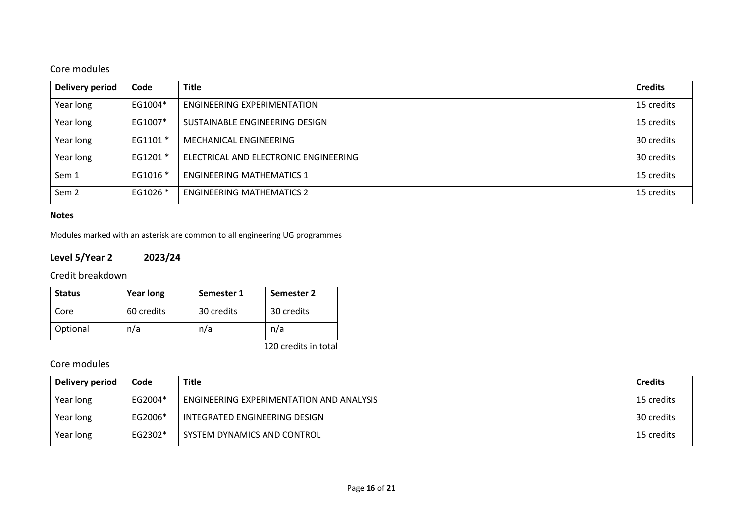### Core modules

| Delivery period | Code | Title | Credits |
|---|---|---|---|
| Year long | EG1004* | ENGINEERING EXPERIMENTATION | 15 credits |
| Year long | EG1007* | SUSTAINABLE ENGINEERING DESIGN | 15 credits |
| Year long | EG1101 * | MECHANICAL ENGINEERING | 30 credits |
| Year long | EG1201 * | ELECTRICAL AND ELECTRONIC ENGINEERING | 30 credits |
| Sem 1 | EG1016 * | ENGINEERING MATHEMATICS 1 | 15 credits |
| Sem 2 | EG1026 * | ENGINEERING MATHEMATICS 2 | 15 credits |

**Notes**

Modules marked with an asterisk are common to all engineering UG programmes

## Level 5/Year 2 2023/24

### Credit breakdown

| Status | Year long | Semester 1 | Semester 2 |
|---|---|---|---|
| Core | 60 credits | 30 credits | 30 credits |
| Optional | n/a | n/a | n/a |

120 credits in total

### Core modules

| Delivery period | Code | Title | Credits |
|---|---|---|---|
| Year long | EG2004* | ENGINEERING EXPERIMENTATION AND ANALYSIS | 15 credits |
| Year long | EG2006* | INTEGRATED ENGINEERING DESIGN | 30 credits |
| Year long | EG2302* | SYSTEM DYNAMICS AND CONTROL | 15 credits |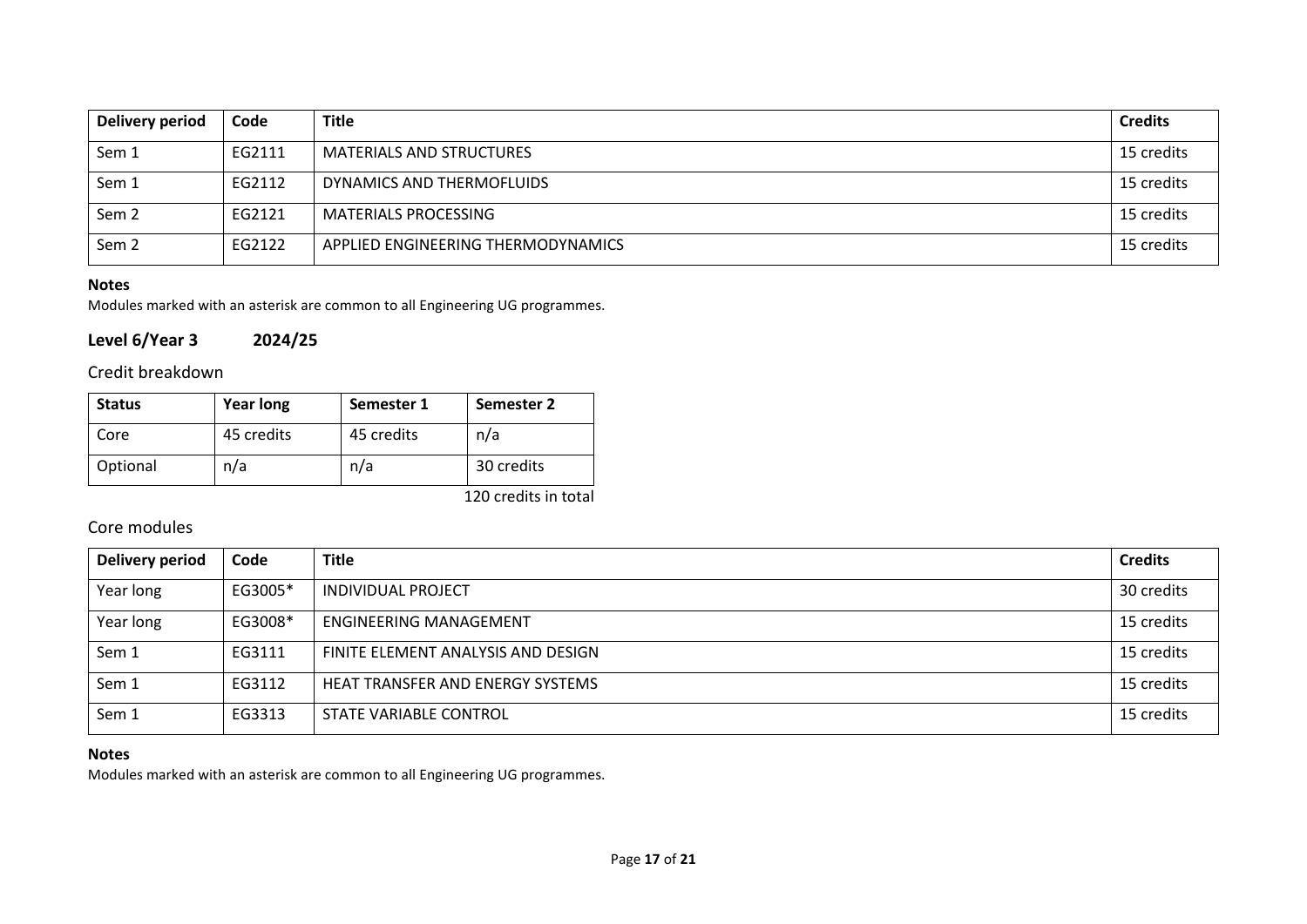| Delivery period | Code | Title | Credits |
|---|---|---|---|
| Sem 1 | EG2111 | MATERIALS AND STRUCTURES | 15 credits |
| Sem 1 | EG2112 | DYNAMICS AND THERMOFLUIDS | 15 credits |
| Sem 2 | EG2121 | MATERIALS PROCESSING | 15 credits |
| Sem 2 | EG2122 | APPLIED ENGINEERING THERMODYNAMICS | 15 credits |

**Notes**

Modules marked with an asterisk are common to all Engineering UG programmes.

## Level 6/Year 3 2024/25

### Credit breakdown

| Status | Year long | Semester 1 | Semester 2 |
|---|---|---|---|
| Core | 45 credits | 45 credits | n/a |
| Optional | n/a | n/a | 30 credits |

120 credits in total

### Core modules

| Delivery period | Code | Title | Credits |
|---|---|---|---|
| Year long | EG3005* | INDIVIDUAL PROJECT | 30 credits |
| Year long | EG3008* | ENGINEERING MANAGEMENT | 15 credits |
| Sem 1 | EG3111 | FINITE ELEMENT ANALYSIS AND DESIGN | 15 credits |
| Sem 1 | EG3112 | HEAT TRANSFER AND ENERGY SYSTEMS | 15 credits |
| Sem 1 | EG3313 | STATE VARIABLE CONTROL | 15 credits |

**Notes**

Modules marked with an asterisk are common to all Engineering UG programmes.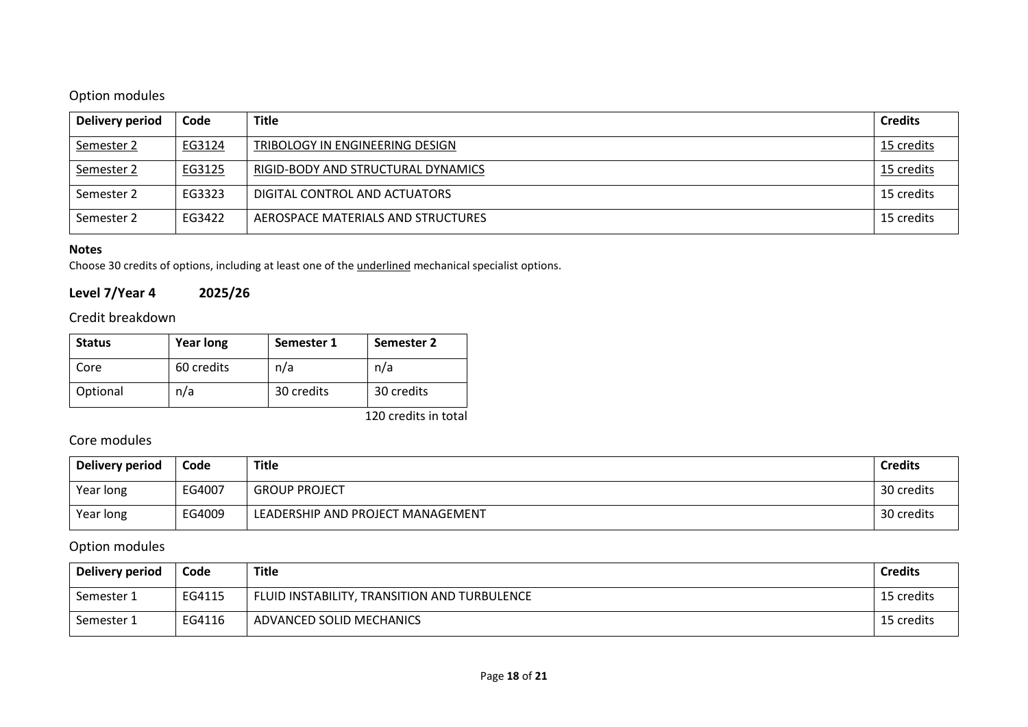### Option modules

| Delivery period | Code | Title | Credits |
|---|---|---|---|
| <u>Semester 2</u> | <u>EG3124</u> | <u>TRIBOLOGY IN ENGINEERING DESIGN</u> | <u>15 credits</u> |
| <u>Semester 2</u> | <u>EG3125</u> | <u>RIGID-BODY AND STRUCTURAL DYNAMICS</u> | <u>15 credits</u> |
| Semester 2 | EG3323 | DIGITAL CONTROL AND ACTUATORS | 15 credits |
| Semester 2 | EG3422 | AEROSPACE MATERIALS AND STRUCTURES | 15 credits |

**Notes**

Choose 30 credits of options, including at least one of the <u>underlined</u> mechanical specialist options.

## Level 7/Year 4 2025/26

### Credit breakdown

| Status | Year long | Semester 1 | Semester 2 |
|---|---|---|---|
| Core | 60 credits | n/a | n/a |
| Optional | n/a | 30 credits | 30 credits |

120 credits in total

### Core modules

| Delivery period | Code | Title | Credits |
|---|---|---|---|
| Year long | EG4007 | GROUP PROJECT | 30 credits |
| Year long | EG4009 | LEADERSHIP AND PROJECT MANAGEMENT | 30 credits |

### Option modules

| Delivery period | Code | Title | Credits |
|---|---|---|---|
| Semester 1 | EG4115 | FLUID INSTABILITY, TRANSITION AND TURBULENCE | 15 credits |
| Semester 1 | EG4116 | ADVANCED SOLID MECHANICS | 15 credits |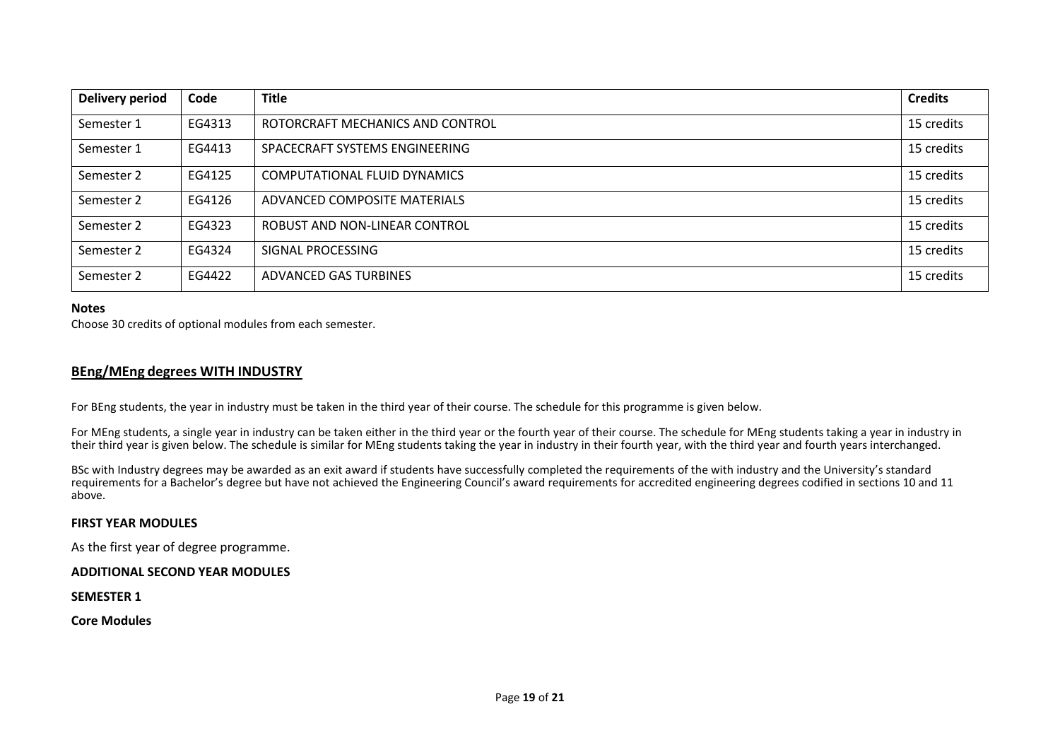| Delivery period | Code | Title | Credits |
|---|---|---|---|
| Semester 1 | EG4313 | ROTORCRAFT MECHANICS AND CONTROL | 15 credits |
| Semester 1 | EG4413 | SPACECRAFT SYSTEMS ENGINEERING | 15 credits |
| Semester 2 | EG4125 | COMPUTATIONAL FLUID DYNAMICS | 15 credits |
| Semester 2 | EG4126 | ADVANCED COMPOSITE MATERIALS | 15 credits |
| Semester 2 | EG4323 | ROBUST AND NON-LINEAR CONTROL | 15 credits |
| Semester 2 | EG4324 | SIGNAL PROCESSING | 15 credits |
| Semester 2 | EG4422 | ADVANCED GAS TURBINES | 15 credits |

**Notes**

Choose 30 credits of optional modules from each semester.

## BEng/MEng degrees WITH INDUSTRY

For BEng students, the year in industry must be taken in the third year of their course. The schedule for this programme is given below.

For MEng students, a single year in industry can be taken either in the third year or the fourth year of their course. The schedule for MEng students taking a year in industry in their third year is given below. The schedule is similar for MEng students taking the year in industry in their fourth year, with the third year and fourth years interchanged.

BSc with Industry degrees may be awarded as an exit award if students have successfully completed the requirements of the with industry and the University's standard requirements for a Bachelor's degree but have not achieved the Engineering Council's award requirements for accredited engineering degrees codified in sections 10 and 11 above.

**FIRST YEAR MODULES**

As the first year of degree programme.

**ADDITIONAL SECOND YEAR MODULES**

**SEMESTER 1**

**Core Modules**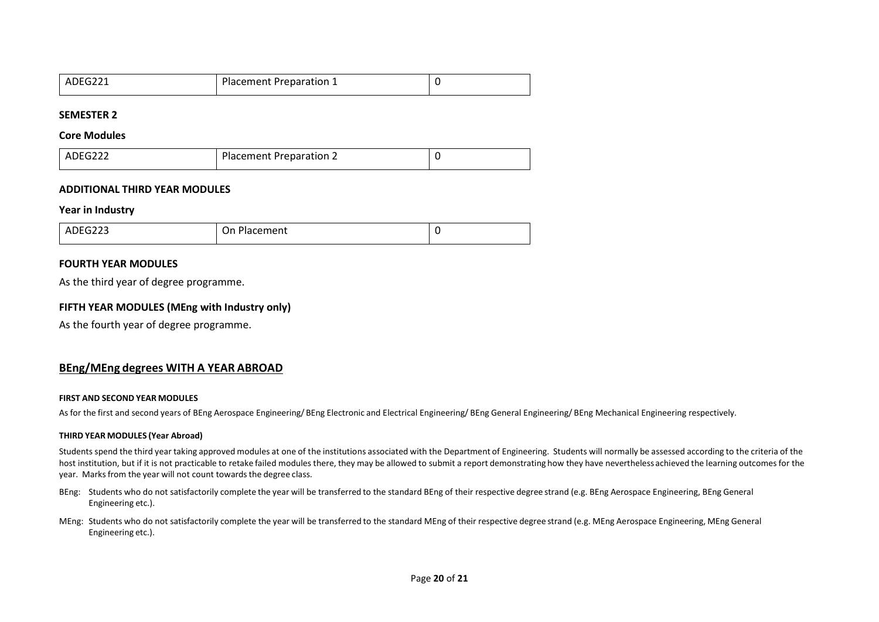| ADEG221 | Placement Preparation 1 | 0 |
|---|---|---|

**SEMESTER 2**

**Core Modules**

| ADEG222 | Placement Preparation 2 | 0 |
|---|---|---|

**ADDITIONAL THIRD YEAR MODULES**

**Year in Industry**

| ADEG223 | On Placement | 0 |
|---|---|---|

**FOURTH YEAR MODULES**

As the third year of degree programme.

**FIFTH YEAR MODULES (MEng with Industry only)**

As the fourth year of degree programme.

## BEng/MEng degrees WITH A YEAR ABROAD

**FIRST AND SECOND YEAR MODULES**

As for the first and second years of BEng Aerospace Engineering/ BEng Electronic and Electrical Engineering/ BEng General Engineering/ BEng Mechanical Engineering respectively.

**THIRD YEAR MODULES (Year Abroad)**

Students spend the third year taking approved modules at one of the institutions associated with the Department of Engineering. Students will normally be assessed according to the criteria of the host institution, but if it is not practicable to retake failed modules there, they may be allowed to submit a report demonstrating how they have nevertheless achieved the learning outcomes for the year. Marks from the year will not count towards the degree class.

BEng: Students who do not satisfactorily complete the year will be transferred to the standard BEng of their respective degree strand (e.g. BEng Aerospace Engineering, BEng General Engineering etc.).

MEng: Students who do not satisfactorily complete the year will be transferred to the standard MEng of their respective degree strand (e.g. MEng Aerospace Engineering, MEng General Engineering etc.).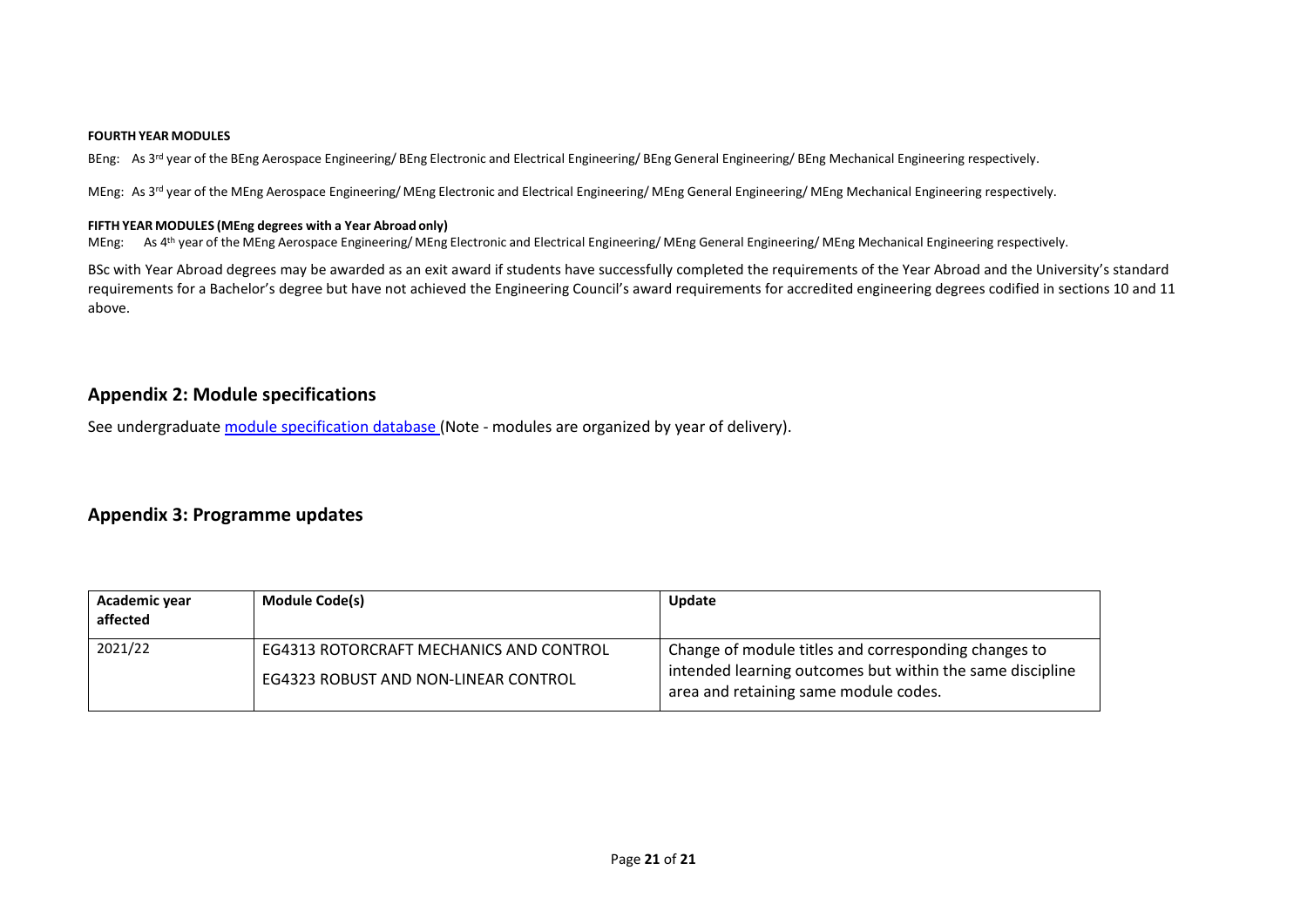**FOURTH YEAR MODULES**

BEng: As 3rd year of the BEng Aerospace Engineering/ BEng Electronic and Electrical Engineering/ BEng General Engineering/ BEng Mechanical Engineering respectively.

MEng: As 3rd year of the MEng Aerospace Engineering/ MEng Electronic and Electrical Engineering/ MEng General Engineering/ MEng Mechanical Engineering respectively.

**FIFTH YEAR MODULES (MEng degrees with a Year Abroad only)**

MEng: As 4th year of the MEng Aerospace Engineering/ MEng Electronic and Electrical Engineering/ MEng General Engineering/ MEng Mechanical Engineering respectively.

BSc with Year Abroad degrees may be awarded as an exit award if students have successfully completed the requirements of the Year Abroad and the University's standard requirements for a Bachelor's degree but have not achieved the Engineering Council's award requirements for accredited engineering degrees codified in sections 10 and 11 above.

## Appendix 2: Module specifications

See undergraduate module specification database (Note - modules are organized by year of delivery).

## Appendix 3: Programme updates

| Academic year affected | Module Code(s) | Update |
|---|---|---|
| 2021/22 | EG4313 ROTORCRAFT MECHANICS AND CONTROL<br>EG4323 ROBUST AND NON-LINEAR CONTROL | Change of module titles and corresponding changes to intended learning outcomes but within the same discipline area and retaining same module codes. |